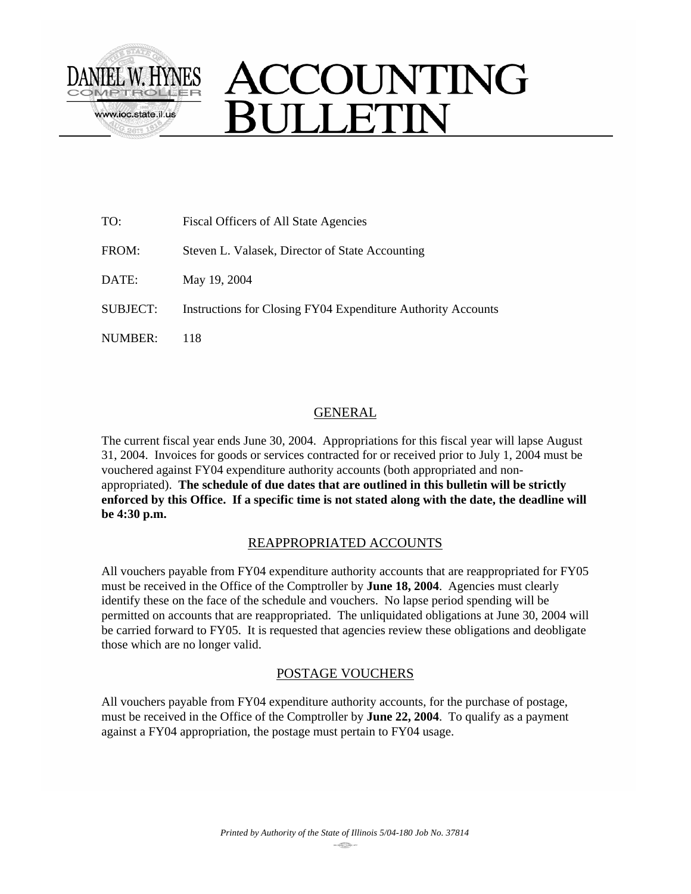DANIEL W. HYNES
COMPTROLLER
www.ioc.state.il.us

# ACCOUNTING BULLETIN

TO: Fiscal Officers of All State Agencies

FROM: Steven L. Valasek, Director of State Accounting

DATE: May 19, 2004

SUBJECT: Instructions for Closing FY04 Expenditure Authority Accounts

NUMBER: 118

## GENERAL

The current fiscal year ends June 30, 2004. Appropriations for this fiscal year will lapse August 31, 2004. Invoices for goods or services contracted for or received prior to July 1, 2004 must be vouchered against FY04 expenditure authority accounts (both appropriated and non-appropriated). **The schedule of due dates that are outlined in this bulletin will be strictly enforced by this Office. If a specific time is not stated along with the date, the deadline will be 4:30 p.m.**

## REAPPROPRIATED ACCOUNTS

All vouchers payable from FY04 expenditure authority accounts that are reappropriated for FY05 must be received in the Office of the Comptroller by **June 18, 2004**. Agencies must clearly identify these on the face of the schedule and vouchers. No lapse period spending will be permitted on accounts that are reappropriated. The unliquidated obligations at June 30, 2004 will be carried forward to FY05. It is requested that agencies review these obligations and deobligate those which are no longer valid.

## POSTAGE VOUCHERS

All vouchers payable from FY04 expenditure authority accounts, for the purchase of postage, must be received in the Office of the Comptroller by **June 22, 2004**. To qualify as a payment against a FY04 appropriation, the postage must pertain to FY04 usage.

*Printed by Authority of the State of Illinois 5/04-180 Job No. 37814*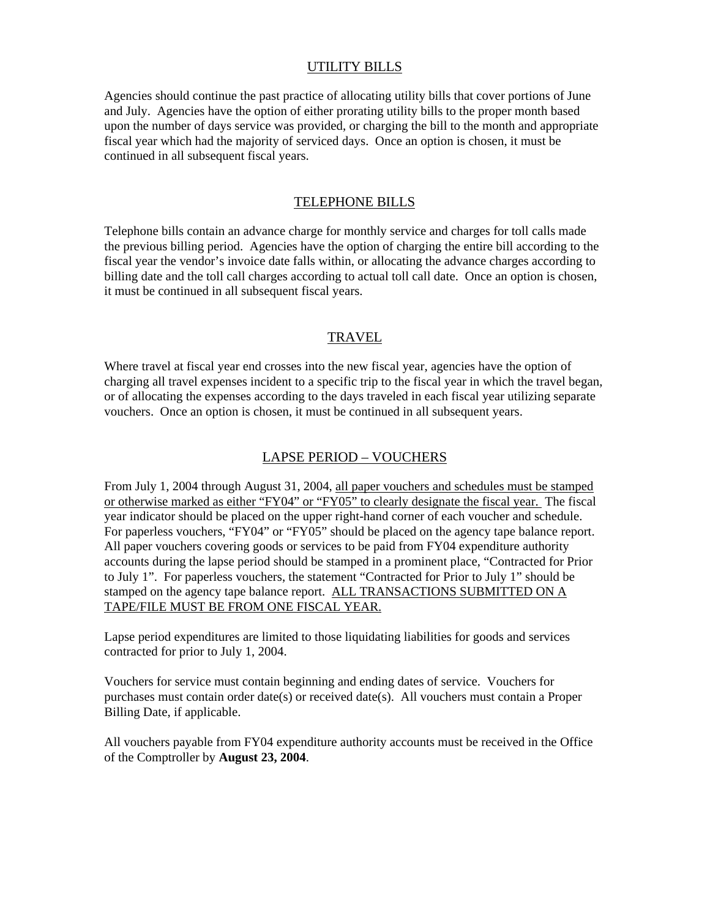## UTILITY BILLS

Agencies should continue the past practice of allocating utility bills that cover portions of June and July. Agencies have the option of either prorating utility bills to the proper month based upon the number of days service was provided, or charging the bill to the month and appropriate fiscal year which had the majority of serviced days. Once an option is chosen, it must be continued in all subsequent fiscal years.

## TELEPHONE BILLS

Telephone bills contain an advance charge for monthly service and charges for toll calls made the previous billing period. Agencies have the option of charging the entire bill according to the fiscal year the vendor's invoice date falls within, or allocating the advance charges according to billing date and the toll call charges according to actual toll call date. Once an option is chosen, it must be continued in all subsequent fiscal years.

## TRAVEL

Where travel at fiscal year end crosses into the new fiscal year, agencies have the option of charging all travel expenses incident to a specific trip to the fiscal year in which the travel began, or of allocating the expenses according to the days traveled in each fiscal year utilizing separate vouchers. Once an option is chosen, it must be continued in all subsequent years.

## LAPSE PERIOD – VOUCHERS

From July 1, 2004 through August 31, 2004, <u>all paper vouchers and schedules must be stamped or otherwise marked as either "FY04" or "FY05" to clearly designate the fiscal year.</u> The fiscal year indicator should be placed on the upper right-hand corner of each voucher and schedule. For paperless vouchers, "FY04" or "FY05" should be placed on the agency tape balance report. All paper vouchers covering goods or services to be paid from FY04 expenditure authority accounts during the lapse period should be stamped in a prominent place, "Contracted for Prior to July 1". For paperless vouchers, the statement "Contracted for Prior to July 1" should be stamped on the agency tape balance report. <u>ALL TRANSACTIONS SUBMITTED ON A TAPE/FILE MUST BE FROM ONE FISCAL YEAR.</u>

Lapse period expenditures are limited to those liquidating liabilities for goods and services contracted for prior to July 1, 2004.

Vouchers for service must contain beginning and ending dates of service. Vouchers for purchases must contain order date(s) or received date(s). All vouchers must contain a Proper Billing Date, if applicable.

All vouchers payable from FY04 expenditure authority accounts must be received in the Office of the Comptroller by **August 23, 2004**.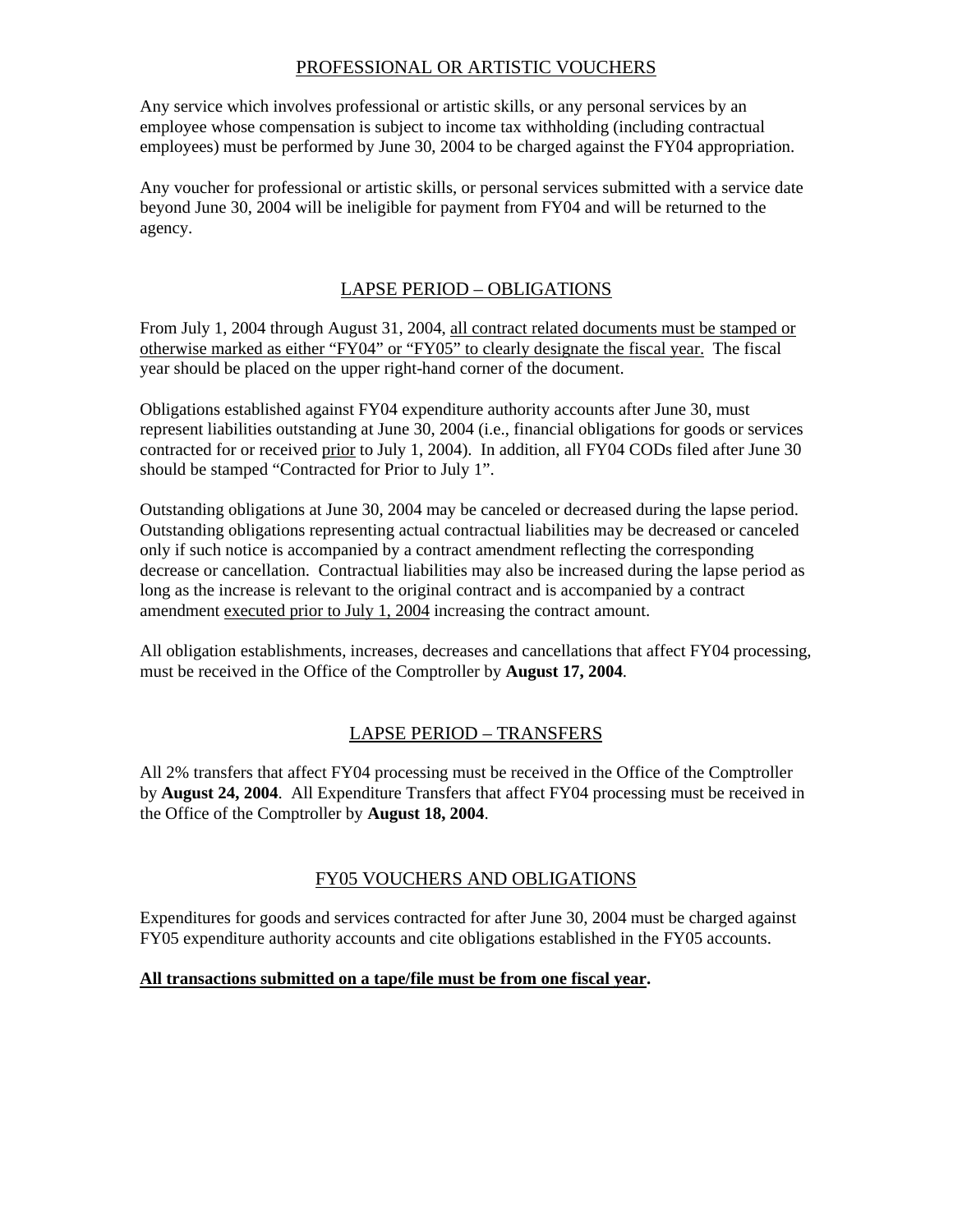## PROFESSIONAL OR ARTISTIC VOUCHERS

Any service which involves professional or artistic skills, or any personal services by an employee whose compensation is subject to income tax withholding (including contractual employees) must be performed by June 30, 2004 to be charged against the FY04 appropriation.

Any voucher for professional or artistic skills, or personal services submitted with a service date beyond June 30, 2004 will be ineligible for payment from FY04 and will be returned to the agency.

## LAPSE PERIOD – OBLIGATIONS

From July 1, 2004 through August 31, 2004, all contract related documents must be stamped or otherwise marked as either "FY04" or "FY05" to clearly designate the fiscal year. The fiscal year should be placed on the upper right-hand corner of the document.

Obligations established against FY04 expenditure authority accounts after June 30, must represent liabilities outstanding at June 30, 2004 (i.e., financial obligations for goods or services contracted for or received prior to July 1, 2004). In addition, all FY04 CODs filed after June 30 should be stamped "Contracted for Prior to July 1".

Outstanding obligations at June 30, 2004 may be canceled or decreased during the lapse period. Outstanding obligations representing actual contractual liabilities may be decreased or canceled only if such notice is accompanied by a contract amendment reflecting the corresponding decrease or cancellation. Contractual liabilities may also be increased during the lapse period as long as the increase is relevant to the original contract and is accompanied by a contract amendment executed prior to July 1, 2004 increasing the contract amount.

All obligation establishments, increases, decreases and cancellations that affect FY04 processing, must be received in the Office of the Comptroller by **August 17, 2004**.

## LAPSE PERIOD – TRANSFERS

All 2% transfers that affect FY04 processing must be received in the Office of the Comptroller by **August 24, 2004**. All Expenditure Transfers that affect FY04 processing must be received in the Office of the Comptroller by **August 18, 2004**.

## FY05 VOUCHERS AND OBLIGATIONS

Expenditures for goods and services contracted for after June 30, 2004 must be charged against FY05 expenditure authority accounts and cite obligations established in the FY05 accounts.

**All transactions submitted on a tape/file must be from one fiscal year.**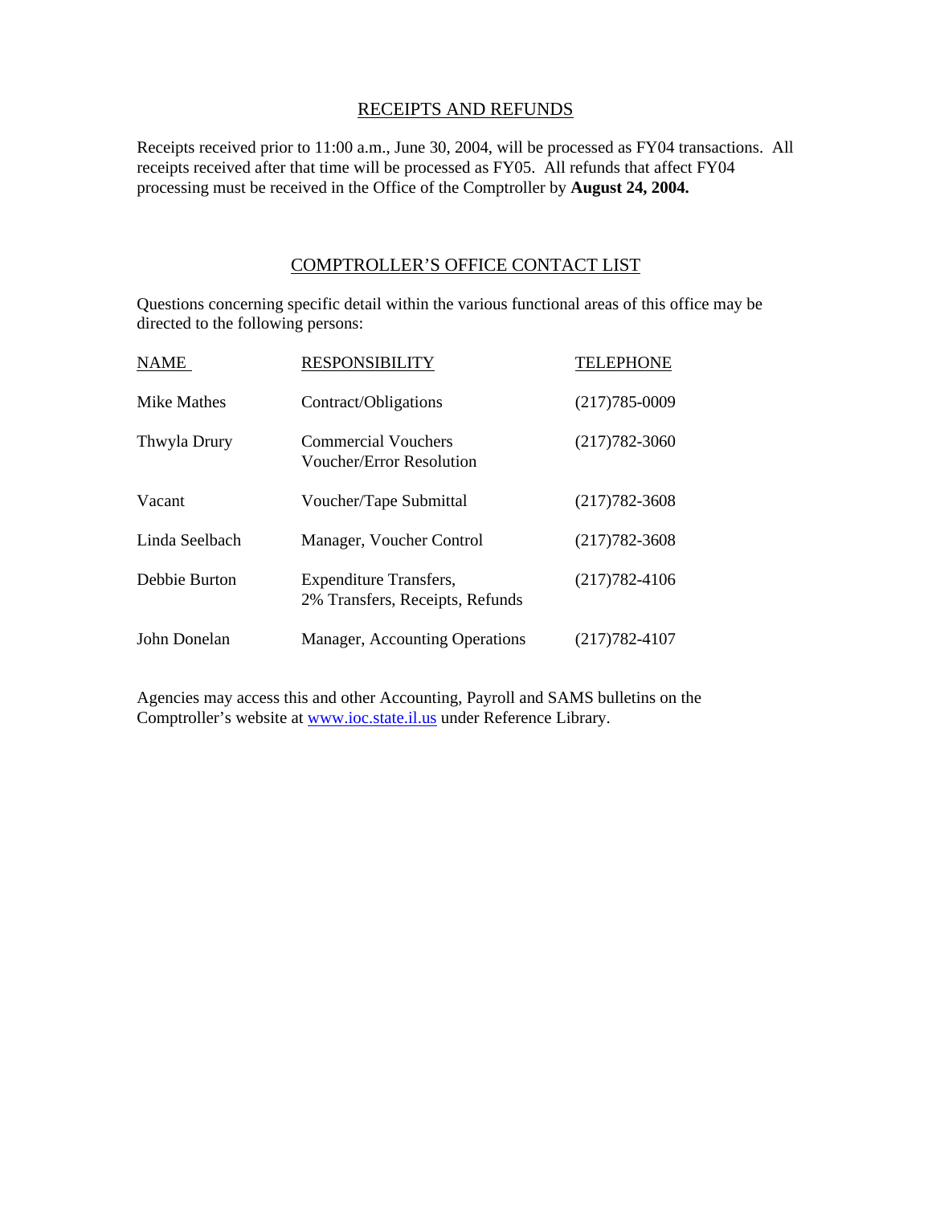## RECEIPTS AND REFUNDS

Receipts received prior to 11:00 a.m., June 30, 2004, will be processed as FY04 transactions. All receipts received after that time will be processed as FY05. All refunds that affect FY04 processing must be received in the Office of the Comptroller by **August 24, 2004.**

## COMPTROLLER'S OFFICE CONTACT LIST

Questions concerning specific detail within the various functional areas of this office may be directed to the following persons:

| NAME | RESPONSIBILITY | TELEPHONE |
| --- | --- | --- |
| Mike Mathes | Contract/Obligations | (217)785-0009 |
| Thwyla Drury | Commercial Vouchers<br>Voucher/Error Resolution | (217)782-3060 |
| Vacant | Voucher/Tape Submittal | (217)782-3608 |
| Linda Seelbach | Manager, Voucher Control | (217)782-3608 |
| Debbie Burton | Expenditure Transfers,<br>2% Transfers, Receipts, Refunds | (217)782-4106 |
| John Donelan | Manager, Accounting Operations | (217)782-4107 |

Agencies may access this and other Accounting, Payroll and SAMS bulletins on the Comptroller's website at www.ioc.state.il.us under Reference Library.